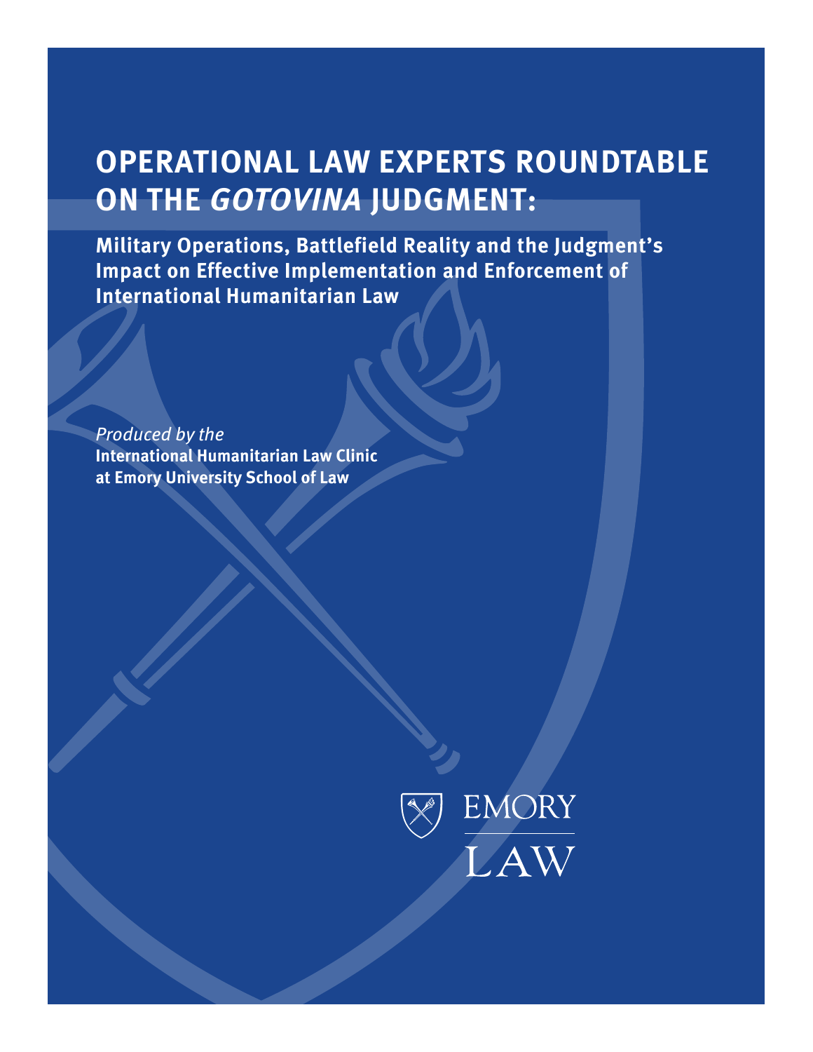# OPERATIONAL LAW EXPERTS ROUNDTABLE ON THE *GOTOVINA* JUDGMENT:

## Military Operations, Battlefield Reality and the Judgment's Impact on Effective Implementation and Enforcement of International Humanitarian Law

*Produced by the*
**International Humanitarian Law Clinic at Emory University School of Law**

EMORY LAW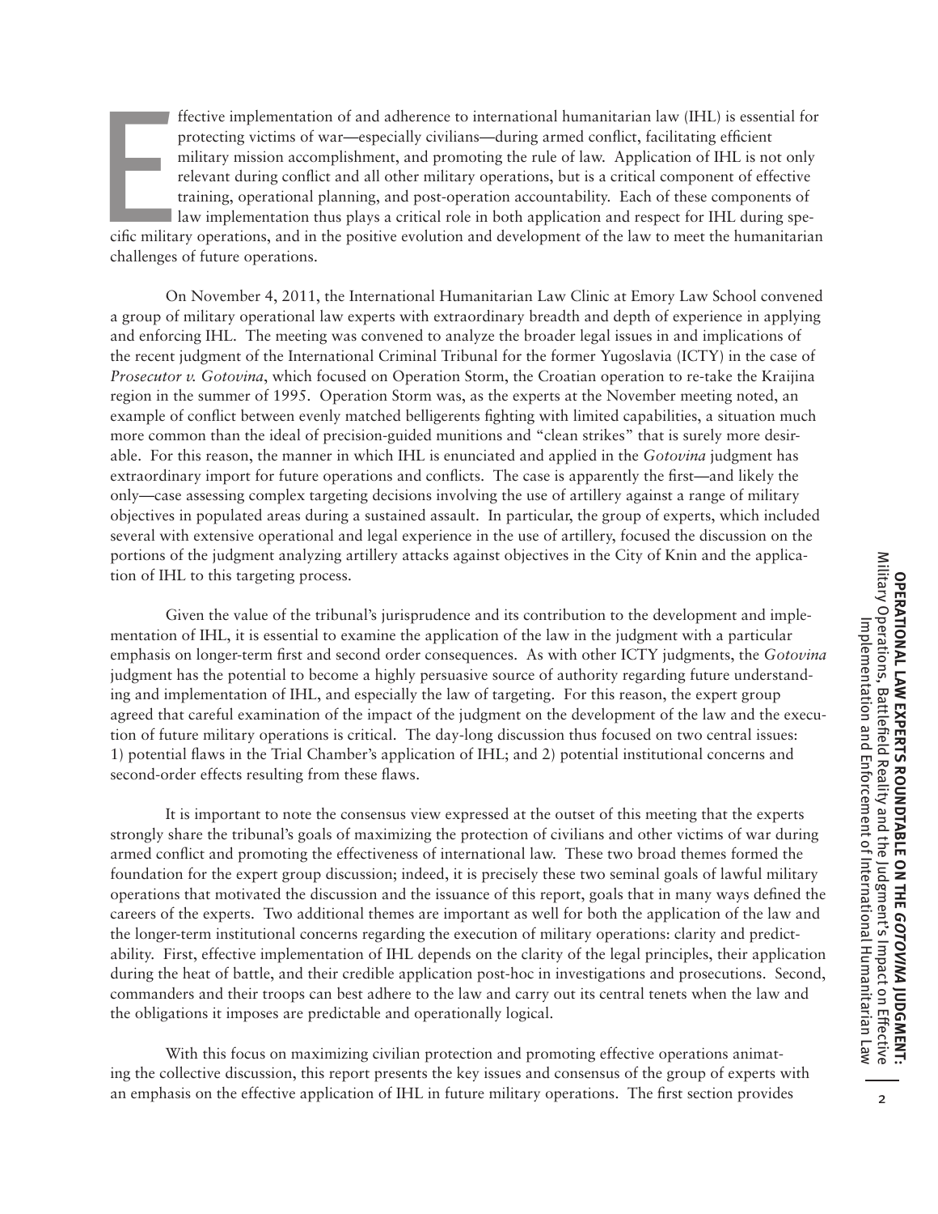Effective implementation of and adherence to international humanitarian law (IHL) is essential for protecting victims of war—especially civilians—during armed conflict, facilitating efficient military mission accomplishment, and promoting the rule of law. Application of IHL is not only relevant during conflict and all other military operations, but is a critical component of effective training, operational planning, and post-operation accountability. Each of these components of law implementation thus plays a critical role in both application and respect for IHL during specific military operations, and in the positive evolution and development of the law to meet the humanitarian challenges of future operations.

On November 4, 2011, the International Humanitarian Law Clinic at Emory Law School convened a group of military operational law experts with extraordinary breadth and depth of experience in applying and enforcing IHL. The meeting was convened to analyze the broader legal issues in and implications of the recent judgment of the International Criminal Tribunal for the former Yugoslavia (ICTY) in the case of *Prosecutor v. Gotovina*, which focused on Operation Storm, the Croatian operation to re-take the Kraijina region in the summer of 1995. Operation Storm was, as the experts at the November meeting noted, an example of conflict between evenly matched belligerents fighting with limited capabilities, a situation much more common than the ideal of precision-guided munitions and "clean strikes" that is surely more desirable. For this reason, the manner in which IHL is enunciated and applied in the *Gotovina* judgment has extraordinary import for future operations and conflicts. The case is apparently the first—and likely the only—case assessing complex targeting decisions involving the use of artillery against a range of military objectives in populated areas during a sustained assault. In particular, the group of experts, which included several with extensive operational and legal experience in the use of artillery, focused the discussion on the portions of the judgment analyzing artillery attacks against objectives in the City of Knin and the application of IHL to this targeting process.

Given the value of the tribunal's jurisprudence and its contribution to the development and implementation of IHL, it is essential to examine the application of the law in the judgment with a particular emphasis on longer-term first and second order consequences. As with other ICTY judgments, the *Gotovina* judgment has the potential to become a highly persuasive source of authority regarding future understanding and implementation of IHL, and especially the law of targeting. For this reason, the expert group agreed that careful examination of the impact of the judgment on the development of the law and the execution of future military operations is critical. The day-long discussion thus focused on two central issues: 1) potential flaws in the Trial Chamber's application of IHL; and 2) potential institutional concerns and second-order effects resulting from these flaws.

It is important to note the consensus view expressed at the outset of this meeting that the experts strongly share the tribunal's goals of maximizing the protection of civilians and other victims of war during armed conflict and promoting the effectiveness of international law. These two broad themes formed the foundation for the expert group discussion; indeed, it is precisely these two seminal goals of lawful military operations that motivated the discussion and the issuance of this report, goals that in many ways defined the careers of the experts. Two additional themes are important as well for both the application of the law and the longer-term institutional concerns regarding the execution of military operations: clarity and predictability. First, effective implementation of IHL depends on the clarity of the legal principles, their application during the heat of battle, and their credible application post-hoc in investigations and prosecutions. Second, commanders and their troops can best adhere to the law and carry out its central tenets when the law and the obligations it imposes are predictable and operationally logical.

With this focus on maximizing civilian protection and promoting effective operations animating the collective discussion, this report presents the key issues and consensus of the group of experts with an emphasis on the effective application of IHL in future military operations. The first section provides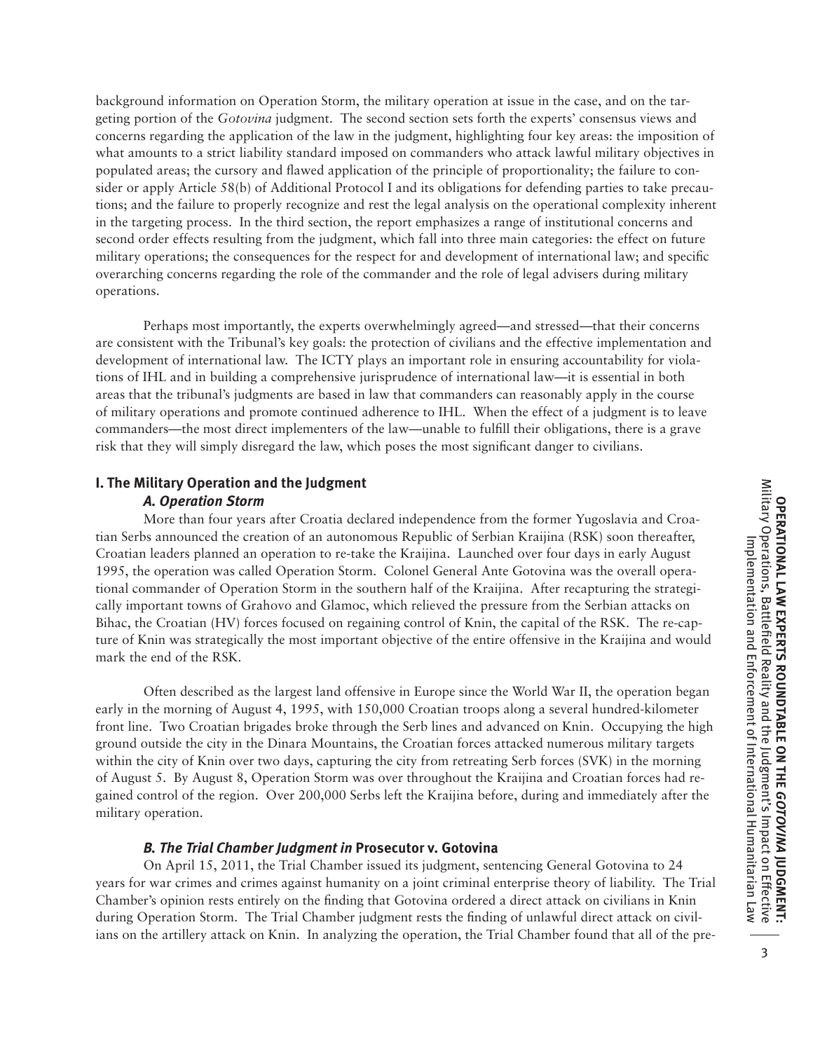background information on Operation Storm, the military operation at issue in the case, and on the targeting portion of the *Gotovina* judgment. The second section sets forth the experts' consensus views and concerns regarding the application of the law in the judgment, highlighting four key areas: the imposition of what amounts to a strict liability standard imposed on commanders who attack lawful military objectives in populated areas; the cursory and flawed application of the principle of proportionality; the failure to consider or apply Article 58(b) of Additional Protocol I and its obligations for defending parties to take precautions; and the failure to properly recognize and rest the legal analysis on the operational complexity inherent in the targeting process. In the third section, the report emphasizes a range of institutional concerns and second order effects resulting from the judgment, which fall into three main categories: the effect on future military operations; the consequences for the respect for and development of international law; and specific overarching concerns regarding the role of the commander and the role of legal advisers during military operations.

Perhaps most importantly, the experts overwhelmingly agreed—and stressed—that their concerns are consistent with the Tribunal's key goals: the protection of civilians and the effective implementation and development of international law. The ICTY plays an important role in ensuring accountability for violations of IHL and in building a comprehensive jurisprudence of international law—it is essential in both areas that the tribunal's judgments are based in law that commanders can reasonably apply in the course of military operations and promote continued adherence to IHL. When the effect of a judgment is to leave commanders—the most direct implementers of the law—unable to fulfill their obligations, there is a grave risk that they will simply disregard the law, which poses the most significant danger to civilians.

## I. The Military Operation and the Judgment

### *A. Operation Storm*

More than four years after Croatia declared independence from the former Yugoslavia and Croatian Serbs announced the creation of an autonomous Republic of Serbian Kraijina (RSK) soon thereafter, Croatian leaders planned an operation to re-take the Kraijina. Launched over four days in early August 1995, the operation was called Operation Storm. Colonel General Ante Gotovina was the overall operational commander of Operation Storm in the southern half of the Kraijina. After recapturing the strategically important towns of Grahovo and Glamoc, which relieved the pressure from the Serbian attacks on Bihac, the Croatian (HV) forces focused on regaining control of Knin, the capital of the RSK. The re-capture of Knin was strategically the most important objective of the entire offensive in the Kraijina and would mark the end of the RSK.

Often described as the largest land offensive in Europe since the World War II, the operation began early in the morning of August 4, 1995, with 150,000 Croatian troops along a several hundred-kilometer front line. Two Croatian brigades broke through the Serb lines and advanced on Knin. Occupying the high ground outside the city in the Dinara Mountains, the Croatian forces attacked numerous military targets within the city of Knin over two days, capturing the city from retreating Serb forces (SVK) in the morning of August 5. By August 8, Operation Storm was over throughout the Kraijina and Croatian forces had regained control of the region. Over 200,000 Serbs left the Kraijina before, during and immediately after the military operation.

### *B. The Trial Chamber Judgment in* **Prosecutor v. Gotovina**

On April 15, 2011, the Trial Chamber issued its judgment, sentencing General Gotovina to 24 years for war crimes and crimes against humanity on a joint criminal enterprise theory of liability. The Trial Chamber's opinion rests entirely on the finding that Gotovina ordered a direct attack on civilians in Knin during Operation Storm. The Trial Chamber judgment rests the finding of unlawful direct attack on civilians on the artillery attack on Knin. In analyzing the operation, the Trial Chamber found that all of the pre-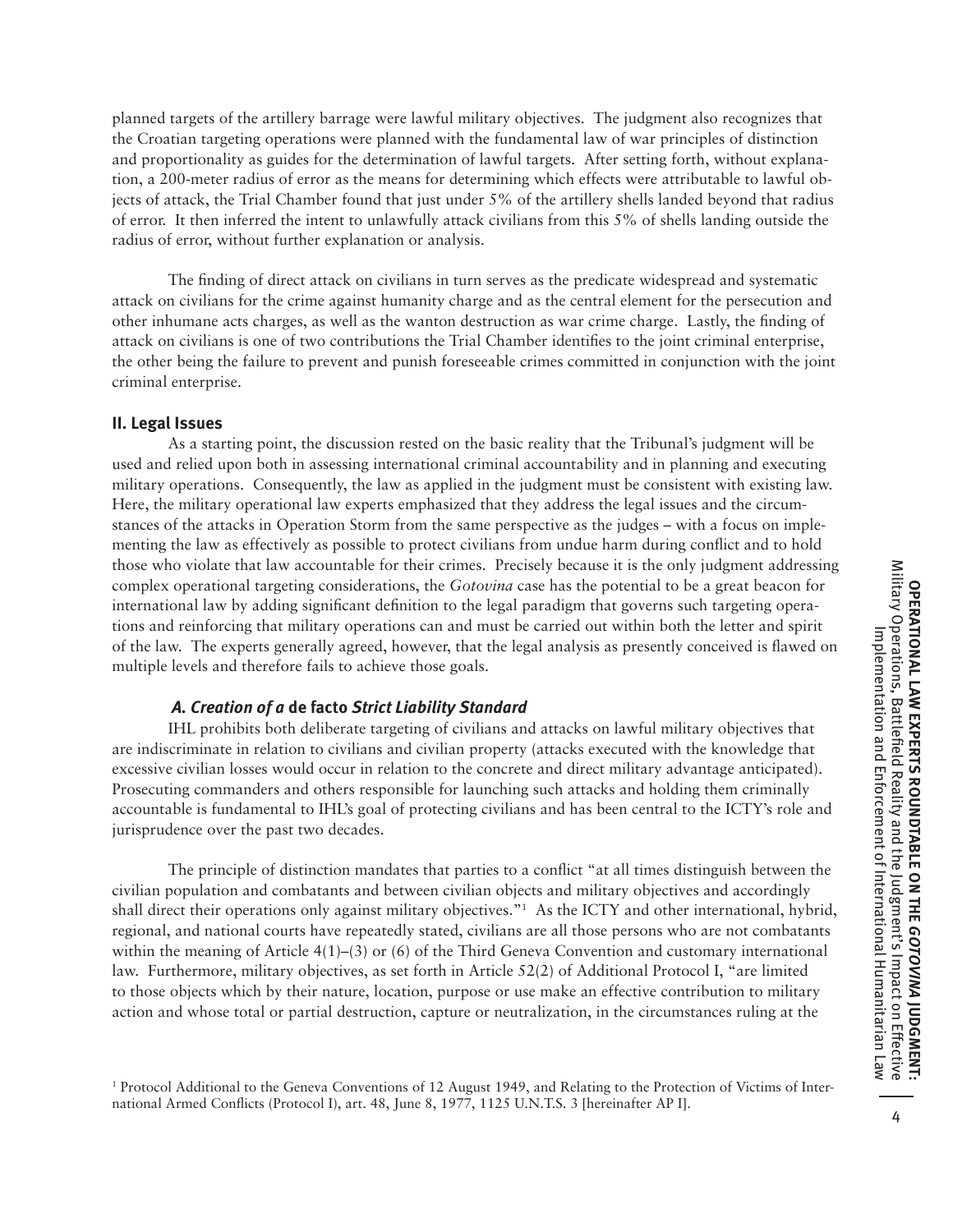planned targets of the artillery barrage were lawful military objectives. The judgment also recognizes that the Croatian targeting operations were planned with the fundamental law of war principles of distinction and proportionality as guides for the determination of lawful targets. After setting forth, without explanation, a 200-meter radius of error as the means for determining which effects were attributable to lawful objects of attack, the Trial Chamber found that just under 5% of the artillery shells landed beyond that radius of error. It then inferred the intent to unlawfully attack civilians from this 5% of shells landing outside the radius of error, without further explanation or analysis.

The finding of direct attack on civilians in turn serves as the predicate widespread and systematic attack on civilians for the crime against humanity charge and as the central element for the persecution and other inhumane acts charges, as well as the wanton destruction as war crime charge. Lastly, the finding of attack on civilians is one of two contributions the Trial Chamber identifies to the joint criminal enterprise, the other being the failure to prevent and punish foreseeable crimes committed in conjunction with the joint criminal enterprise.

## II. Legal Issues

As a starting point, the discussion rested on the basic reality that the Tribunal's judgment will be used and relied upon both in assessing international criminal accountability and in planning and executing military operations. Consequently, the law as applied in the judgment must be consistent with existing law. Here, the military operational law experts emphasized that they address the legal issues and the circumstances of the attacks in Operation Storm from the same perspective as the judges – with a focus on implementing the law as effectively as possible to protect civilians from undue harm during conflict and to hold those who violate that law accountable for their crimes. Precisely because it is the only judgment addressing complex operational targeting considerations, the *Gotovina* case has the potential to be a great beacon for international law by adding significant definition to the legal paradigm that governs such targeting operations and reinforcing that military operations can and must be carried out within both the letter and spirit of the law. The experts generally agreed, however, that the legal analysis as presently conceived is flawed on multiple levels and therefore fails to achieve those goals.

### *A. Creation of a* **de facto** *Strict Liability Standard*

IHL prohibits both deliberate targeting of civilians and attacks on lawful military objectives that are indiscriminate in relation to civilians and civilian property (attacks executed with the knowledge that excessive civilian losses would occur in relation to the concrete and direct military advantage anticipated). Prosecuting commanders and others responsible for launching such attacks and holding them criminally accountable is fundamental to IHL's goal of protecting civilians and has been central to the ICTY's role and jurisprudence over the past two decades.

The principle of distinction mandates that parties to a conflict "at all times distinguish between the civilian population and combatants and between civilian objects and military objectives and accordingly shall direct their operations only against military objectives."[1] As the ICTY and other international, hybrid, regional, and national courts have repeatedly stated, civilians are all those persons who are not combatants within the meaning of Article 4(1)–(3) or (6) of the Third Geneva Convention and customary international law. Furthermore, military objectives, as set forth in Article 52(2) of Additional Protocol I, "are limited to those objects which by their nature, location, purpose or use make an effective contribution to military action and whose total or partial destruction, capture or neutralization, in the circumstances ruling at the

[1] Protocol Additional to the Geneva Conventions of 12 August 1949, and Relating to the Protection of Victims of International Armed Conflicts (Protocol I), art. 48, June 8, 1977, 1125 U.N.T.S. 3 [hereinafter AP I].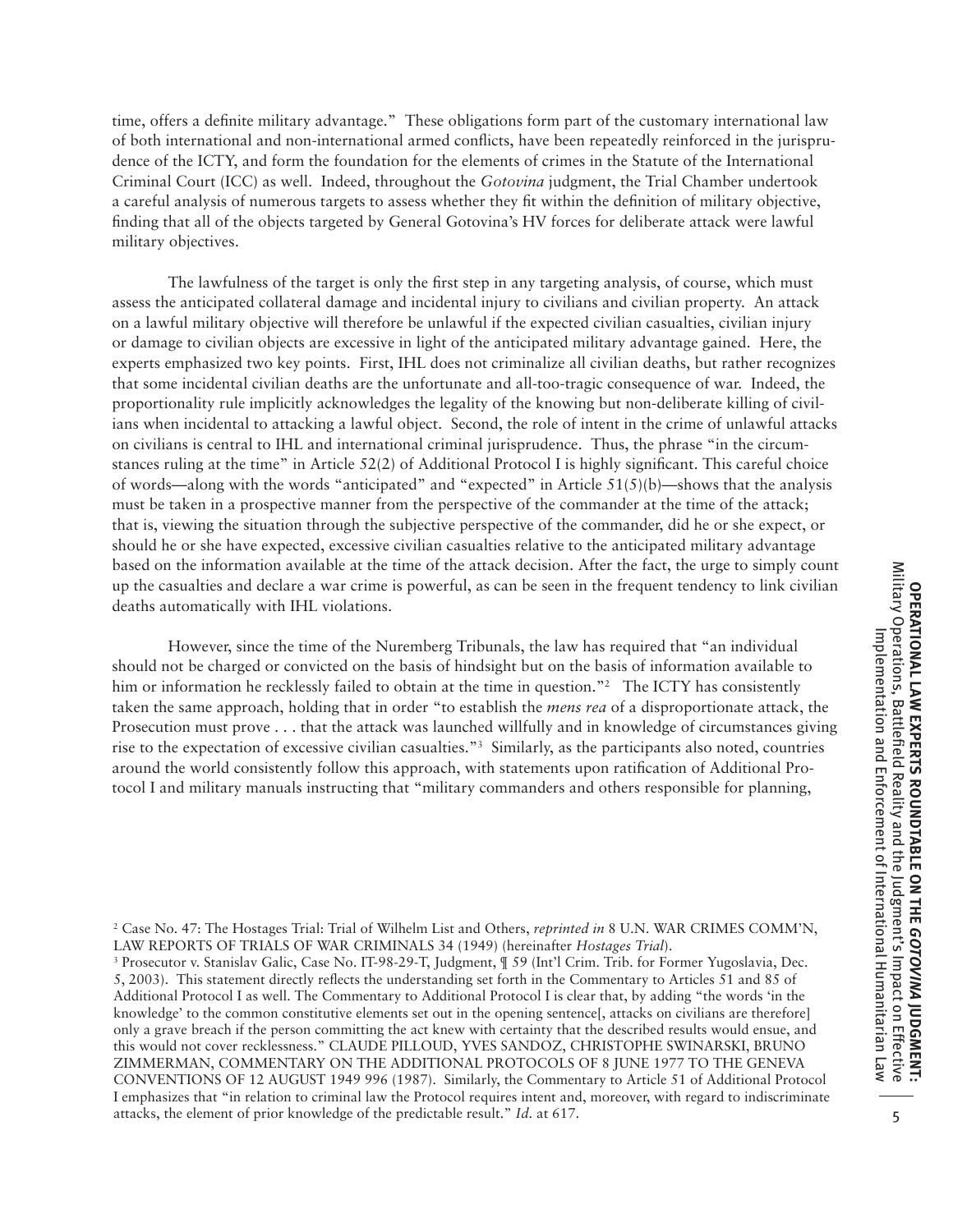time, offers a definite military advantage." These obligations form part of the customary international law of both international and non-international armed conflicts, have been repeatedly reinforced in the jurisprudence of the ICTY, and form the foundation for the elements of crimes in the Statute of the International Criminal Court (ICC) as well. Indeed, throughout the *Gotovina* judgment, the Trial Chamber undertook a careful analysis of numerous targets to assess whether they fit within the definition of military objective, finding that all of the objects targeted by General Gotovina's HV forces for deliberate attack were lawful military objectives.

The lawfulness of the target is only the first step in any targeting analysis, of course, which must assess the anticipated collateral damage and incidental injury to civilians and civilian property. An attack on a lawful military objective will therefore be unlawful if the expected civilian casualties, civilian injury or damage to civilian objects are excessive in light of the anticipated military advantage gained. Here, the experts emphasized two key points. First, IHL does not criminalize all civilian deaths, but rather recognizes that some incidental civilian deaths are the unfortunate and all-too-tragic consequence of war. Indeed, the proportionality rule implicitly acknowledges the legality of the knowing but non-deliberate killing of civilians when incidental to attacking a lawful object. Second, the role of intent in the crime of unlawful attacks on civilians is central to IHL and international criminal jurisprudence. Thus, the phrase "in the circumstances ruling at the time" in Article 52(2) of Additional Protocol I is highly significant. This careful choice of words—along with the words "anticipated" and "expected" in Article 51(5)(b)—shows that the analysis must be taken in a prospective manner from the perspective of the commander at the time of the attack; that is, viewing the situation through the subjective perspective of the commander, did he or she expect, or should he or she have expected, excessive civilian casualties relative to the anticipated military advantage based on the information available at the time of the attack decision. After the fact, the urge to simply count up the casualties and declare a war crime is powerful, as can be seen in the frequent tendency to link civilian deaths automatically with IHL violations.

However, since the time of the Nuremberg Tribunals, the law has required that "an individual should not be charged or convicted on the basis of hindsight but on the basis of information available to him or information he recklessly failed to obtain at the time in question."[2] The ICTY has consistently taken the same approach, holding that in order "to establish the *mens rea* of a disproportionate attack, the Prosecution must prove . . . that the attack was launched willfully and in knowledge of circumstances giving rise to the expectation of excessive civilian casualties."[3] Similarly, as the participants also noted, countries around the world consistently follow this approach, with statements upon ratification of Additional Protocol I and military manuals instructing that "military commanders and others responsible for planning,

---

[2] Case No. 47: The Hostages Trial: Trial of Wilhelm List and Others, *reprinted in* 8 U.N. WAR CRIMES COMM'N, LAW REPORTS OF TRIALS OF WAR CRIMINALS 34 (1949) (hereinafter *Hostages Trial*).

[3] Prosecutor v. Stanislav Galic, Case No. IT-98-29-T, Judgment, ¶ 59 (Int'l Crim. Trib. for Former Yugoslavia, Dec. 5, 2003). This statement directly reflects the understanding set forth in the Commentary to Articles 51 and 85 of Additional Protocol I as well. The Commentary to Additional Protocol I is clear that, by adding "the words 'in the knowledge' to the common constitutive elements set out in the opening sentence[, attacks on civilians are therefore] only a grave breach if the person committing the act knew with certainty that the described results would ensue, and this would not cover recklessness." CLAUDE PILLOUD, YVES SANDOZ, CHRISTOPHE SWINARSKI, BRUNO ZIMMERMAN, COMMENTARY ON THE ADDITIONAL PROTOCOLS OF 8 JUNE 1977 TO THE GENEVA CONVENTIONS OF 12 AUGUST 1949 996 (1987). Similarly, the Commentary to Article 51 of Additional Protocol I emphasizes that "in relation to criminal law the Protocol requires intent and, moreover, with regard to indiscriminate attacks, the element of prior knowledge of the predictable result." *Id.* at 617.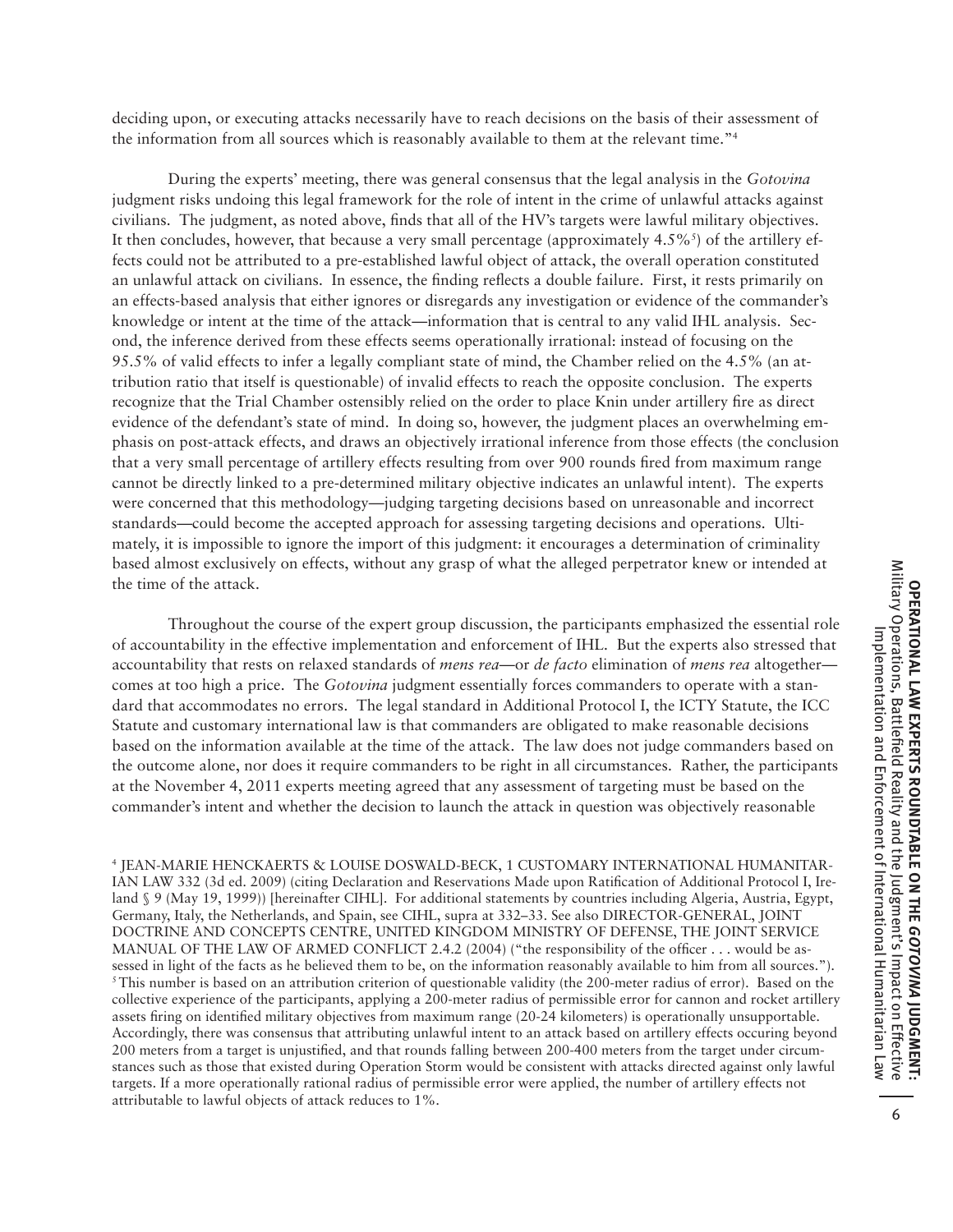deciding upon, or executing attacks necessarily have to reach decisions on the basis of their assessment of the information from all sources which is reasonably available to them at the relevant time."[4]

During the experts' meeting, there was general consensus that the legal analysis in the *Gotovina* judgment risks undoing this legal framework for the role of intent in the crime of unlawful attacks against civilians. The judgment, as noted above, finds that all of the HV's targets were lawful military objectives. It then concludes, however, that because a very small percentage (approximately 4.5%[5]) of the artillery effects could not be attributed to a pre-established lawful object of attack, the overall operation constituted an unlawful attack on civilians. In essence, the finding reflects a double failure. First, it rests primarily on an effects-based analysis that either ignores or disregards any investigation or evidence of the commander's knowledge or intent at the time of the attack—information that is central to any valid IHL analysis. Second, the inference derived from these effects seems operationally irrational: instead of focusing on the 95.5% of valid effects to infer a legally compliant state of mind, the Chamber relied on the 4.5% (an attribution ratio that itself is questionable) of invalid effects to reach the opposite conclusion. The experts recognize that the Trial Chamber ostensibly relied on the order to place Knin under artillery fire as direct evidence of the defendant's state of mind. In doing so, however, the judgment places an overwhelming emphasis on post-attack effects, and draws an objectively irrational inference from those effects (the conclusion that a very small percentage of artillery effects resulting from over 900 rounds fired from maximum range cannot be directly linked to a pre-determined military objective indicates an unlawful intent). The experts were concerned that this methodology—judging targeting decisions based on unreasonable and incorrect standards—could become the accepted approach for assessing targeting decisions and operations. Ultimately, it is impossible to ignore the import of this judgment: it encourages a determination of criminality based almost exclusively on effects, without any grasp of what the alleged perpetrator knew or intended at the time of the attack.

Throughout the course of the expert group discussion, the participants emphasized the essential role of accountability in the effective implementation and enforcement of IHL. But the experts also stressed that accountability that rests on relaxed standards of *mens rea*—or *de facto* elimination of *mens rea* altogether—comes at too high a price. The *Gotovina* judgment essentially forces commanders to operate with a standard that accommodates no errors. The legal standard in Additional Protocol I, the ICTY Statute, the ICC Statute and customary international law is that commanders are obligated to make reasonable decisions based on the information available at the time of the attack. The law does not judge commanders based on the outcome alone, nor does it require commanders to be right in all circumstances. Rather, the participants at the November 4, 2011 experts meeting agreed that any assessment of targeting must be based on the commander's intent and whether the decision to launch the attack in question was objectively reasonable

---

[4] JEAN-MARIE HENCKAERTS & LOUISE DOSWALD-BECK, 1 CUSTOMARY INTERNATIONAL HUMANITARIAN LAW 332 (3d ed. 2009) (citing Declaration and Reservations Made upon Ratification of Additional Protocol I, Ireland § 9 (May 19, 1999)) [hereinafter CIHL]. For additional statements by countries including Algeria, Austria, Egypt, Germany, Italy, the Netherlands, and Spain, see CIHL, supra at 332–33. See also DIRECTOR-GENERAL, JOINT DOCTRINE AND CONCEPTS CENTRE, UNITED KINGDOM MINISTRY OF DEFENSE, THE JOINT SERVICE MANUAL OF THE LAW OF ARMED CONFLICT 2.4.2 (2004) ("the responsibility of the officer . . . would be assessed in light of the facts as he believed them to be, on the information reasonably available to him from all sources.").

[5] This number is based on an attribution criterion of questionable validity (the 200-meter radius of error). Based on the collective experience of the participants, applying a 200-meter radius of permissible error for cannon and rocket artillery assets firing on identified military objectives from maximum range (20-24 kilometers) is operationally unsupportable. Accordingly, there was consensus that attributing unlawful intent to an attack based on artillery effects occuring beyond 200 meters from a target is unjustified, and that rounds falling between 200-400 meters from the target under circumstances such as those that existed during Operation Storm would be consistent with attacks directed against only lawful targets. If a more operationally rational radius of permissible error were applied, the number of artillery effects not attributable to lawful objects of attack reduces to 1%.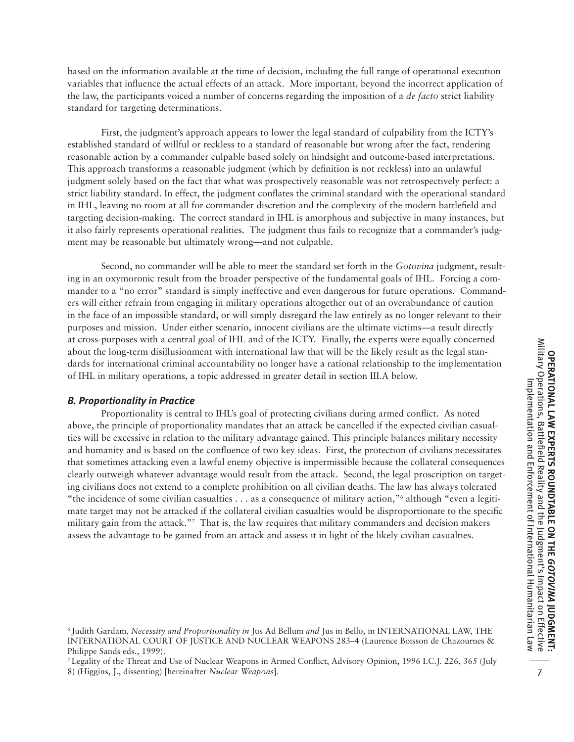based on the information available at the time of decision, including the full range of operational execution variables that influence the actual effects of an attack. More important, beyond the incorrect application of the law, the participants voiced a number of concerns regarding the imposition of a *de facto* strict liability standard for targeting determinations.

First, the judgment's approach appears to lower the legal standard of culpability from the ICTY's established standard of willful or reckless to a standard of reasonable but wrong after the fact, rendering reasonable action by a commander culpable based solely on hindsight and outcome-based interpretations. This approach transforms a reasonable judgment (which by definition is not reckless) into an unlawful judgment solely based on the fact that what was prospectively reasonable was not retrospectively perfect: a strict liability standard. In effect, the judgment conflates the criminal standard with the operational standard in IHL, leaving no room at all for commander discretion and the complexity of the modern battlefield and targeting decision-making. The correct standard in IHL is amorphous and subjective in many instances, but it also fairly represents operational realities. The judgment thus fails to recognize that a commander's judgment may be reasonable but ultimately wrong—and not culpable.

Second, no commander will be able to meet the standard set forth in the *Gotovina* judgment, resulting in an oxymoronic result from the broader perspective of the fundamental goals of IHL. Forcing a commander to a "no error" standard is simply ineffective and even dangerous for future operations. Commanders will either refrain from engaging in military operations altogether out of an overabundance of caution in the face of an impossible standard, or will simply disregard the law entirely as no longer relevant to their purposes and mission. Under either scenario, innocent civilians are the ultimate victims—a result directly at cross-purposes with a central goal of IHL and of the ICTY. Finally, the experts were equally concerned about the long-term disillusionment with international law that will be the likely result as the legal standards for international criminal accountability no longer have a rational relationship to the implementation of IHL in military operations, a topic addressed in greater detail in section III.A below.

### *B. Proportionality in Practice*

Proportionality is central to IHL's goal of protecting civilians during armed conflict. As noted above, the principle of proportionality mandates that an attack be cancelled if the expected civilian casualties will be excessive in relation to the military advantage gained. This principle balances military necessity and humanity and is based on the confluence of two key ideas. First, the protection of civilians necessitates that sometimes attacking even a lawful enemy objective is impermissible because the collateral consequences clearly outweigh whatever advantage would result from the attack. Second, the legal proscription on targeting civilians does not extend to a complete prohibition on all civilian deaths. The law has always tolerated "the incidence of some civilian casualties . . . as a consequence of military action,"[6] although "even a legitimate target may not be attacked if the collateral civilian casualties would be disproportionate to the specific military gain from the attack."[7] That is, the law requires that military commanders and decision makers assess the advantage to be gained from an attack and assess it in light of the likely civilian casualties.

[6] Judith Gardam, *Necessity and Proportionality in* Jus Ad Bellum *and* Jus in Bello, in INTERNATIONAL LAW, THE INTERNATIONAL COURT OF JUSTICE AND NUCLEAR WEAPONS 283–4 (Laurence Boisson de Chazournes & Philippe Sands eds., 1999).

[7] Legality of the Threat and Use of Nuclear Weapons in Armed Conflict, Advisory Opinion, 1996 I.C.J. 226, 365 (July 8) (Higgins, J., dissenting) [hereinafter *Nuclear Weapons*].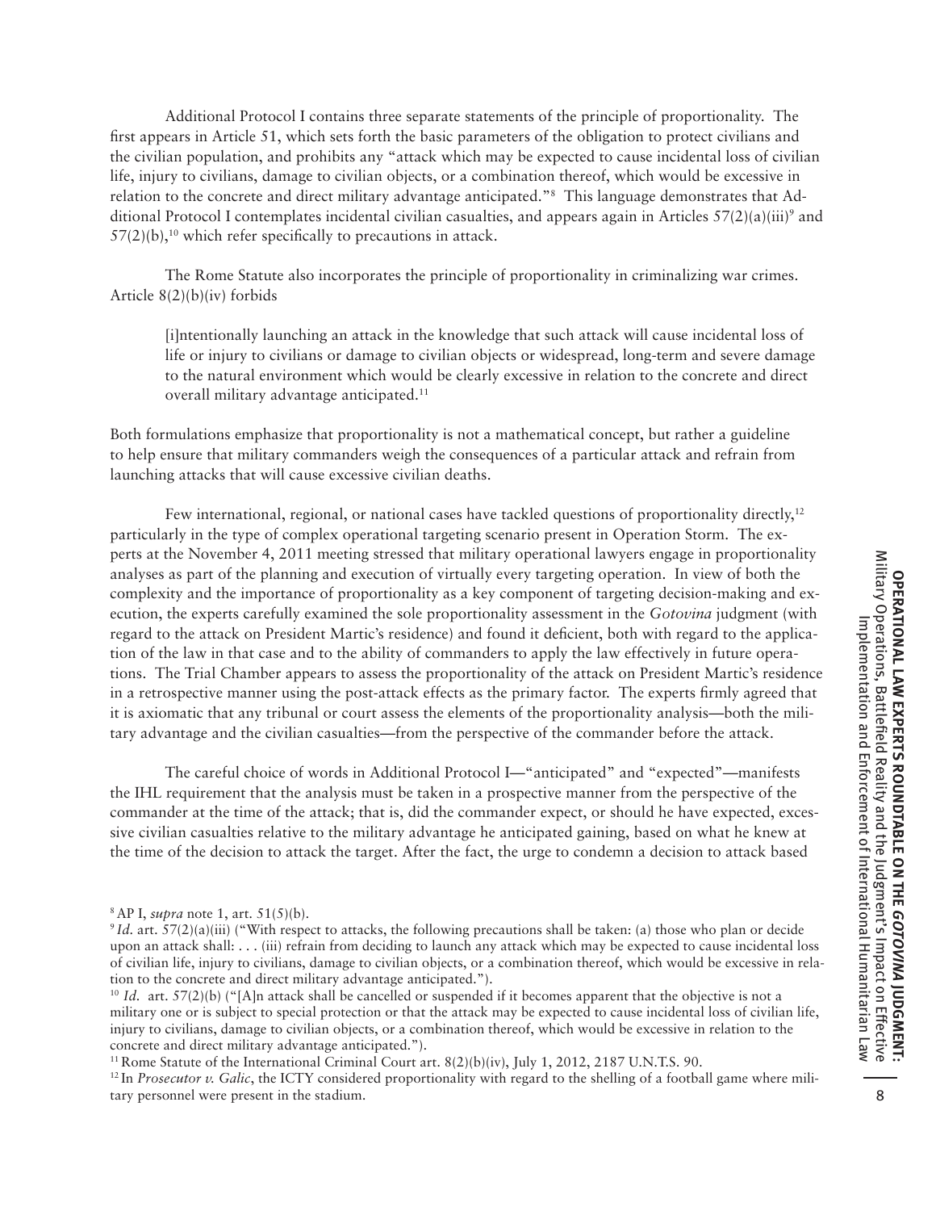Additional Protocol I contains three separate statements of the principle of proportionality. The first appears in Article 51, which sets forth the basic parameters of the obligation to protect civilians and the civilian population, and prohibits any "attack which may be expected to cause incidental loss of civilian life, injury to civilians, damage to civilian objects, or a combination thereof, which would be excessive in relation to the concrete and direct military advantage anticipated."[8] This language demonstrates that Additional Protocol I contemplates incidental civilian casualties, and appears again in Articles 57(2)(a)(iii)[9] and 57(2)(b),[10] which refer specifically to precautions in attack.

The Rome Statute also incorporates the principle of proportionality in criminalizing war crimes. Article 8(2)(b)(iv) forbids

> [i]ntentionally launching an attack in the knowledge that such attack will cause incidental loss of life or injury to civilians or damage to civilian objects or widespread, long-term and severe damage to the natural environment which would be clearly excessive in relation to the concrete and direct overall military advantage anticipated.[11]

Both formulations emphasize that proportionality is not a mathematical concept, but rather a guideline to help ensure that military commanders weigh the consequences of a particular attack and refrain from launching attacks that will cause excessive civilian deaths.

Few international, regional, or national cases have tackled questions of proportionality directly,[12] particularly in the type of complex operational targeting scenario present in Operation Storm. The experts at the November 4, 2011 meeting stressed that military operational lawyers engage in proportionality analyses as part of the planning and execution of virtually every targeting operation. In view of both the complexity and the importance of proportionality as a key component of targeting decision-making and execution, the experts carefully examined the sole proportionality assessment in the *Gotovina* judgment (with regard to the attack on President Martic's residence) and found it deficient, both with regard to the application of the law in that case and to the ability of commanders to apply the law effectively in future operations. The Trial Chamber appears to assess the proportionality of the attack on President Martic's residence in a retrospective manner using the post-attack effects as the primary factor. The experts firmly agreed that it is axiomatic that any tribunal or court assess the elements of the proportionality analysis—both the military advantage and the civilian casualties—from the perspective of the commander before the attack.

The careful choice of words in Additional Protocol I—"anticipated" and "expected"—manifests the IHL requirement that the analysis must be taken in a prospective manner from the perspective of the commander at the time of the attack; that is, did the commander expect, or should he have expected, excessive civilian casualties relative to the military advantage he anticipated gaining, based on what he knew at the time of the decision to attack the target. After the fact, the urge to condemn a decision to attack based

---

[8] AP I, *supra* note 1, art. 51(5)(b).

[9] *Id.* art. 57(2)(a)(iii) ("With respect to attacks, the following precautions shall be taken: (a) those who plan or decide upon an attack shall: . . . (iii) refrain from deciding to launch any attack which may be expected to cause incidental loss of civilian life, injury to civilians, damage to civilian objects, or a combination thereof, which would be excessive in relation to the concrete and direct military advantage anticipated.").

[10] *Id.* art. 57(2)(b) ("[A]n attack shall be cancelled or suspended if it becomes apparent that the objective is not a military one or is subject to special protection or that the attack may be expected to cause incidental loss of civilian life, injury to civilians, damage to civilian objects, or a combination thereof, which would be excessive in relation to the concrete and direct military advantage anticipated.").

[11] Rome Statute of the International Criminal Court art. 8(2)(b)(iv), July 1, 2012, 2187 U.N.T.S. 90.

[12] In *Prosecutor v. Galic*, the ICTY considered proportionality with regard to the shelling of a football game where military personnel were present in the stadium.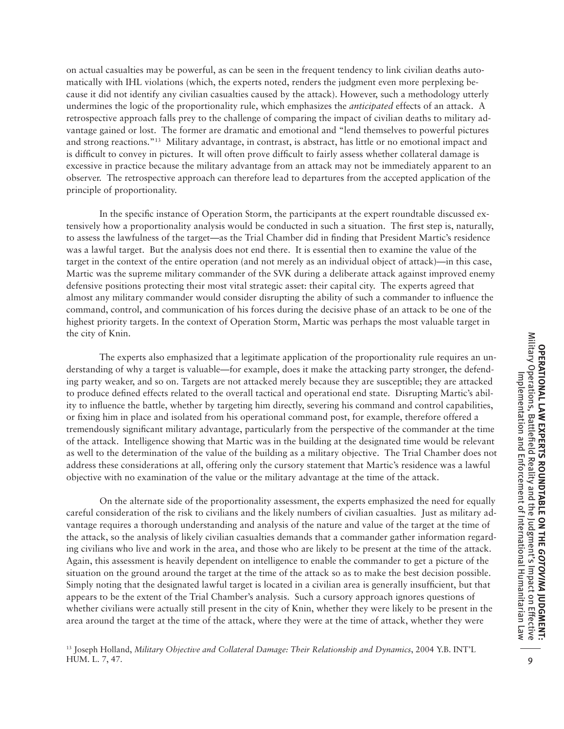on actual casualties may be powerful, as can be seen in the frequent tendency to link civilian deaths automatically with IHL violations (which, the experts noted, renders the judgment even more perplexing because it did not identify any civilian casualties caused by the attack). However, such a methodology utterly undermines the logic of the proportionality rule, which emphasizes the *anticipated* effects of an attack. A retrospective approach falls prey to the challenge of comparing the impact of civilian deaths to military advantage gained or lost. The former are dramatic and emotional and "lend themselves to powerful pictures and strong reactions."[13] Military advantage, in contrast, is abstract, has little or no emotional impact and is difficult to convey in pictures. It will often prove difficult to fairly assess whether collateral damage is excessive in practice because the military advantage from an attack may not be immediately apparent to an observer. The retrospective approach can therefore lead to departures from the accepted application of the principle of proportionality.

In the specific instance of Operation Storm, the participants at the expert roundtable discussed extensively how a proportionality analysis would be conducted in such a situation. The first step is, naturally, to assess the lawfulness of the target—as the Trial Chamber did in finding that President Martic's residence was a lawful target. But the analysis does not end there. It is essential then to examine the value of the target in the context of the entire operation (and not merely as an individual object of attack)—in this case, Martic was the supreme military commander of the SVK during a deliberate attack against improved enemy defensive positions protecting their most vital strategic asset: their capital city. The experts agreed that almost any military commander would consider disrupting the ability of such a commander to influence the command, control, and communication of his forces during the decisive phase of an attack to be one of the highest priority targets. In the context of Operation Storm, Martic was perhaps the most valuable target in the city of Knin.

The experts also emphasized that a legitimate application of the proportionality rule requires an understanding of why a target is valuable—for example, does it make the attacking party stronger, the defending party weaker, and so on. Targets are not attacked merely because they are susceptible; they are attacked to produce defined effects related to the overall tactical and operational end state. Disrupting Martic's ability to influence the battle, whether by targeting him directly, severing his command and control capabilities, or fixing him in place and isolated from his operational command post, for example, therefore offered a tremendously significant military advantage, particularly from the perspective of the commander at the time of the attack. Intelligence showing that Martic was in the building at the designated time would be relevant as well to the determination of the value of the building as a military objective. The Trial Chamber does not address these considerations at all, offering only the cursory statement that Martic's residence was a lawful objective with no examination of the value or the military advantage at the time of the attack.

On the alternate side of the proportionality assessment, the experts emphasized the need for equally careful consideration of the risk to civilians and the likely numbers of civilian casualties. Just as military advantage requires a thorough understanding and analysis of the nature and value of the target at the time of the attack, so the analysis of likely civilian casualties demands that a commander gather information regarding civilians who live and work in the area, and those who are likely to be present at the time of the attack. Again, this assessment is heavily dependent on intelligence to enable the commander to get a picture of the situation on the ground around the target at the time of the attack so as to make the best decision possible. Simply noting that the designated lawful target is located in a civilian area is generally insufficient, but that appears to be the extent of the Trial Chamber's analysis. Such a cursory approach ignores questions of whether civilians were actually still present in the city of Knin, whether they were likely to be present in the area around the target at the time of the attack, where they were at the time of attack, whether they were

[13] Joseph Holland, *Military Objective and Collateral Damage: Their Relationship and Dynamics*, 2004 Y.B. INT'L HUM. L. 7, 47.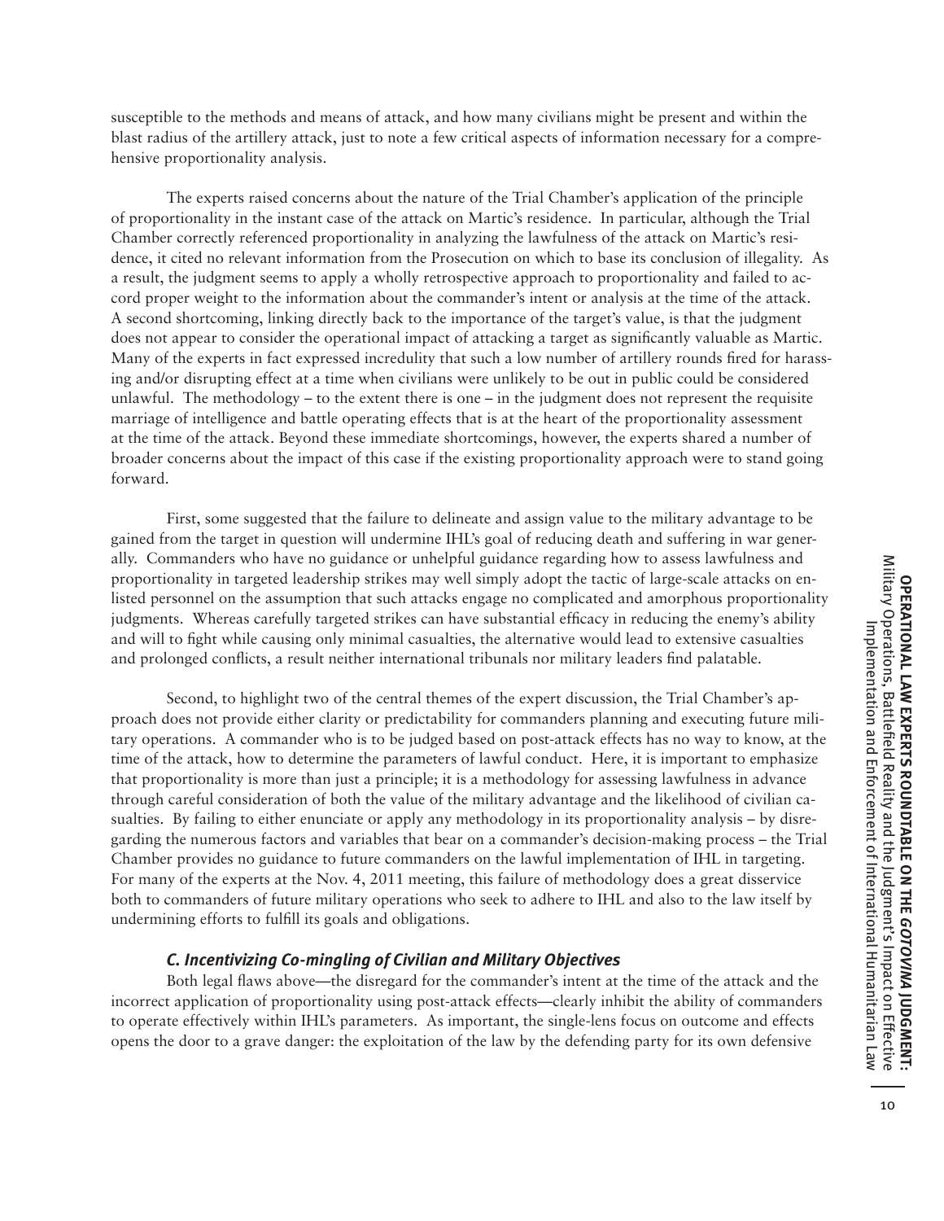susceptible to the methods and means of attack, and how many civilians might be present and within the blast radius of the artillery attack, just to note a few critical aspects of information necessary for a comprehensive proportionality analysis.

The experts raised concerns about the nature of the Trial Chamber's application of the principle of proportionality in the instant case of the attack on Martic's residence. In particular, although the Trial Chamber correctly referenced proportionality in analyzing the lawfulness of the attack on Martic's residence, it cited no relevant information from the Prosecution on which to base its conclusion of illegality. As a result, the judgment seems to apply a wholly retrospective approach to proportionality and failed to accord proper weight to the information about the commander's intent or analysis at the time of the attack. A second shortcoming, linking directly back to the importance of the target's value, is that the judgment does not appear to consider the operational impact of attacking a target as significantly valuable as Martic. Many of the experts in fact expressed incredulity that such a low number of artillery rounds fired for harassing and/or disrupting effect at a time when civilians were unlikely to be out in public could be considered unlawful. The methodology – to the extent there is one – in the judgment does not represent the requisite marriage of intelligence and battle operating effects that is at the heart of the proportionality assessment at the time of the attack. Beyond these immediate shortcomings, however, the experts shared a number of broader concerns about the impact of this case if the existing proportionality approach were to stand going forward.

First, some suggested that the failure to delineate and assign value to the military advantage to be gained from the target in question will undermine IHL's goal of reducing death and suffering in war generally. Commanders who have no guidance or unhelpful guidance regarding how to assess lawfulness and proportionality in targeted leadership strikes may well simply adopt the tactic of large-scale attacks on enlisted personnel on the assumption that such attacks engage no complicated and amorphous proportionality judgments. Whereas carefully targeted strikes can have substantial efficacy in reducing the enemy's ability and will to fight while causing only minimal casualties, the alternative would lead to extensive casualties and prolonged conflicts, a result neither international tribunals nor military leaders find palatable.

Second, to highlight two of the central themes of the expert discussion, the Trial Chamber's approach does not provide either clarity or predictability for commanders planning and executing future military operations. A commander who is to be judged based on post-attack effects has no way to know, at the time of the attack, how to determine the parameters of lawful conduct. Here, it is important to emphasize that proportionality is more than just a principle; it is a methodology for assessing lawfulness in advance through careful consideration of both the value of the military advantage and the likelihood of civilian casualties. By failing to either enunciate or apply any methodology in its proportionality analysis – by disregarding the numerous factors and variables that bear on a commander's decision-making process – the Trial Chamber provides no guidance to future commanders on the lawful implementation of IHL in targeting. For many of the experts at the Nov. 4, 2011 meeting, this failure of methodology does a great disservice both to commanders of future military operations who seek to adhere to IHL and also to the law itself by undermining efforts to fulfill its goals and obligations.

### *C. Incentivizing Co-mingling of Civilian and Military Objectives*

Both legal flaws above—the disregard for the commander's intent at the time of the attack and the incorrect application of proportionality using post-attack effects—clearly inhibit the ability of commanders to operate effectively within IHL's parameters. As important, the single-lens focus on outcome and effects opens the door to a grave danger: the exploitation of the law by the defending party for its own defensive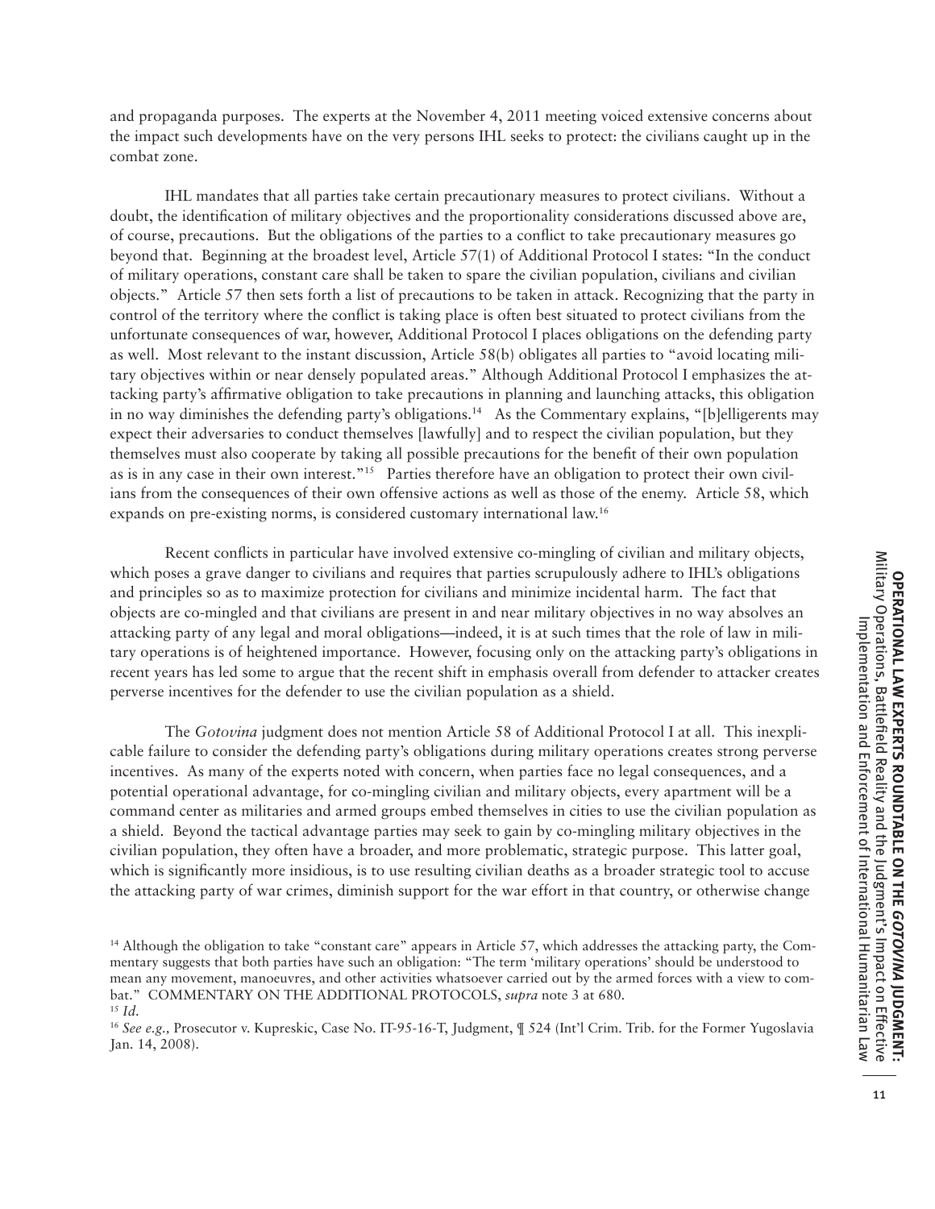and propaganda purposes. The experts at the November 4, 2011 meeting voiced extensive concerns about the impact such developments have on the very persons IHL seeks to protect: the civilians caught up in the combat zone.

IHL mandates that all parties take certain precautionary measures to protect civilians. Without a doubt, the identification of military objectives and the proportionality considerations discussed above are, of course, precautions. But the obligations of the parties to a conflict to take precautionary measures go beyond that. Beginning at the broadest level, Article 57(1) of Additional Protocol I states: "In the conduct of military operations, constant care shall be taken to spare the civilian population, civilians and civilian objects." Article 57 then sets forth a list of precautions to be taken in attack. Recognizing that the party in control of the territory where the conflict is taking place is often best situated to protect civilians from the unfortunate consequences of war, however, Additional Protocol I places obligations on the defending party as well. Most relevant to the instant discussion, Article 58(b) obligates all parties to "avoid locating military objectives within or near densely populated areas." Although Additional Protocol I emphasizes the attacking party's affirmative obligation to take precautions in planning and launching attacks, this obligation in no way diminishes the defending party's obligations.[14] As the Commentary explains, "[b]elligerents may expect their adversaries to conduct themselves [lawfully] and to respect the civilian population, but they themselves must also cooperate by taking all possible precautions for the benefit of their own population as is in any case in their own interest."[15] Parties therefore have an obligation to protect their own civilians from the consequences of their own offensive actions as well as those of the enemy. Article 58, which expands on pre-existing norms, is considered customary international law.[16]

Recent conflicts in particular have involved extensive co-mingling of civilian and military objects, which poses a grave danger to civilians and requires that parties scrupulously adhere to IHL's obligations and principles so as to maximize protection for civilians and minimize incidental harm. The fact that objects are co-mingled and that civilians are present in and near military objectives in no way absolves an attacking party of any legal and moral obligations—indeed, it is at such times that the role of law in military operations is of heightened importance. However, focusing only on the attacking party's obligations in recent years has led some to argue that the recent shift in emphasis overall from defender to attacker creates perverse incentives for the defender to use the civilian population as a shield.

The *Gotovina* judgment does not mention Article 58 of Additional Protocol I at all. This inexplicable failure to consider the defending party's obligations during military operations creates strong perverse incentives. As many of the experts noted with concern, when parties face no legal consequences, and a potential operational advantage, for co-mingling civilian and military objects, every apartment will be a command center as militaries and armed groups embed themselves in cities to use the civilian population as a shield. Beyond the tactical advantage parties may seek to gain by co-mingling military objectives in the civilian population, they often have a broader, and more problematic, strategic purpose. This latter goal, which is significantly more insidious, is to use resulting civilian deaths as a broader strategic tool to accuse the attacking party of war crimes, diminish support for the war effort in that country, or otherwise change

[14] Although the obligation to take "constant care" appears in Article 57, which addresses the attacking party, the Commentary suggests that both parties have such an obligation: "The term 'military operations' should be understood to mean any movement, manoeuvres, and other activities whatsoever carried out by the armed forces with a view to combat." COMMENTARY ON THE ADDITIONAL PROTOCOLS, *supra* note 3 at 680.

[15] *Id.*

[16] *See e.g.,* Prosecutor v. Kupreskic, Case No. IT-95-16-T, Judgment, ¶ 524 (Int'l Crim. Trib. for the Former Yugoslavia Jan. 14, 2008).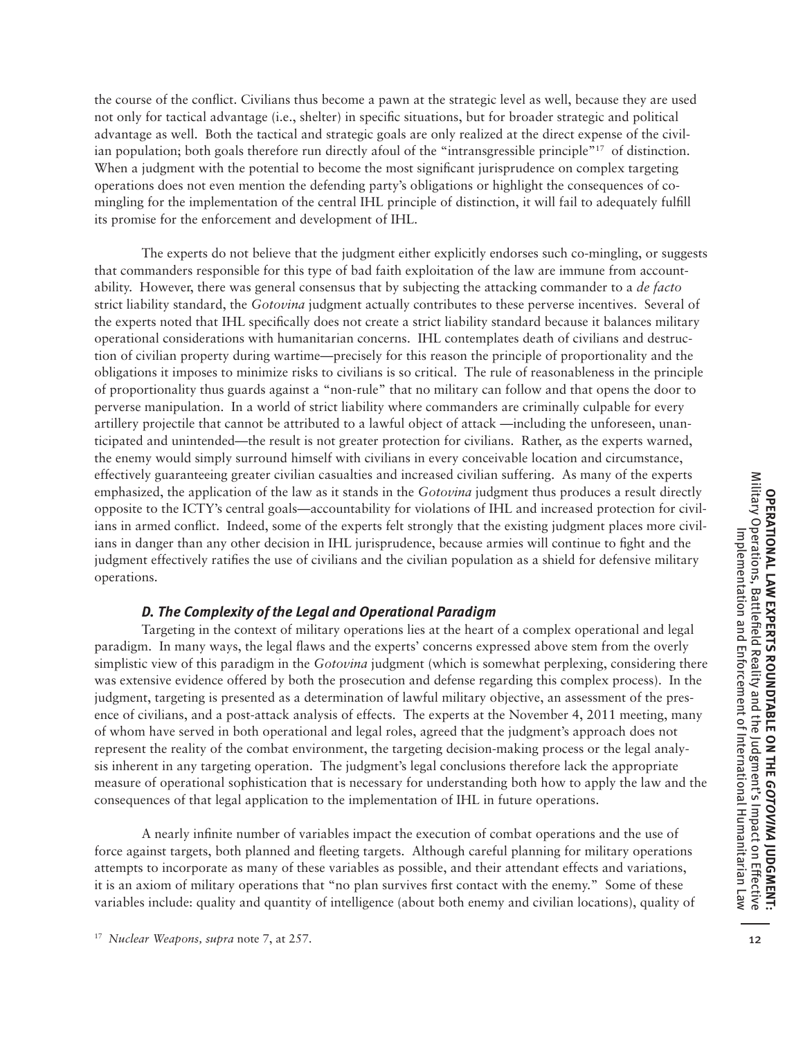the course of the conflict. Civilians thus become a pawn at the strategic level as well, because they are used not only for tactical advantage (i.e., shelter) in specific situations, but for broader strategic and political advantage as well. Both the tactical and strategic goals are only realized at the direct expense of the civilian population; both goals therefore run directly afoul of the "intransgressible principle"[17] of distinction. When a judgment with the potential to become the most significant jurisprudence on complex targeting operations does not even mention the defending party's obligations or highlight the consequences of co-mingling for the implementation of the central IHL principle of distinction, it will fail to adequately fulfill its promise for the enforcement and development of IHL.

The experts do not believe that the judgment either explicitly endorses such co-mingling, or suggests that commanders responsible for this type of bad faith exploitation of the law are immune from accountability. However, there was general consensus that by subjecting the attacking commander to a *de facto* strict liability standard, the *Gotovina* judgment actually contributes to these perverse incentives. Several of the experts noted that IHL specifically does not create a strict liability standard because it balances military operational considerations with humanitarian concerns. IHL contemplates death of civilians and destruction of civilian property during wartime—precisely for this reason the principle of proportionality and the obligations it imposes to minimize risks to civilians is so critical. The rule of reasonableness in the principle of proportionality thus guards against a "non-rule" that no military can follow and that opens the door to perverse manipulation. In a world of strict liability where commanders are criminally culpable for every artillery projectile that cannot be attributed to a lawful object of attack —including the unforeseen, unanticipated and unintended—the result is not greater protection for civilians. Rather, as the experts warned, the enemy would simply surround himself with civilians in every conceivable location and circumstance, effectively guaranteeing greater civilian casualties and increased civilian suffering. As many of the experts emphasized, the application of the law as it stands in the *Gotovina* judgment thus produces a result directly opposite to the ICTY's central goals—accountability for violations of IHL and increased protection for civilians in armed conflict. Indeed, some of the experts felt strongly that the existing judgment places more civilians in danger than any other decision in IHL jurisprudence, because armies will continue to fight and the judgment effectively ratifies the use of civilians and the civilian population as a shield for defensive military operations.

### *D. The Complexity of the Legal and Operational Paradigm*

Targeting in the context of military operations lies at the heart of a complex operational and legal paradigm. In many ways, the legal flaws and the experts' concerns expressed above stem from the overly simplistic view of this paradigm in the *Gotovina* judgment (which is somewhat perplexing, considering there was extensive evidence offered by both the prosecution and defense regarding this complex process). In the judgment, targeting is presented as a determination of lawful military objective, an assessment of the presence of civilians, and a post-attack analysis of effects. The experts at the November 4, 2011 meeting, many of whom have served in both operational and legal roles, agreed that the judgment's approach does not represent the reality of the combat environment, the targeting decision-making process or the legal analysis inherent in any targeting operation. The judgment's legal conclusions therefore lack the appropriate measure of operational sophistication that is necessary for understanding both how to apply the law and the consequences of that legal application to the implementation of IHL in future operations.

A nearly infinite number of variables impact the execution of combat operations and the use of force against targets, both planned and fleeting targets. Although careful planning for military operations attempts to incorporate as many of these variables as possible, and their attendant effects and variations, it is an axiom of military operations that "no plan survives first contact with the enemy." Some of these variables include: quality and quantity of intelligence (about both enemy and civilian locations), quality of

[17] *Nuclear Weapons, supra* note 7, at 257.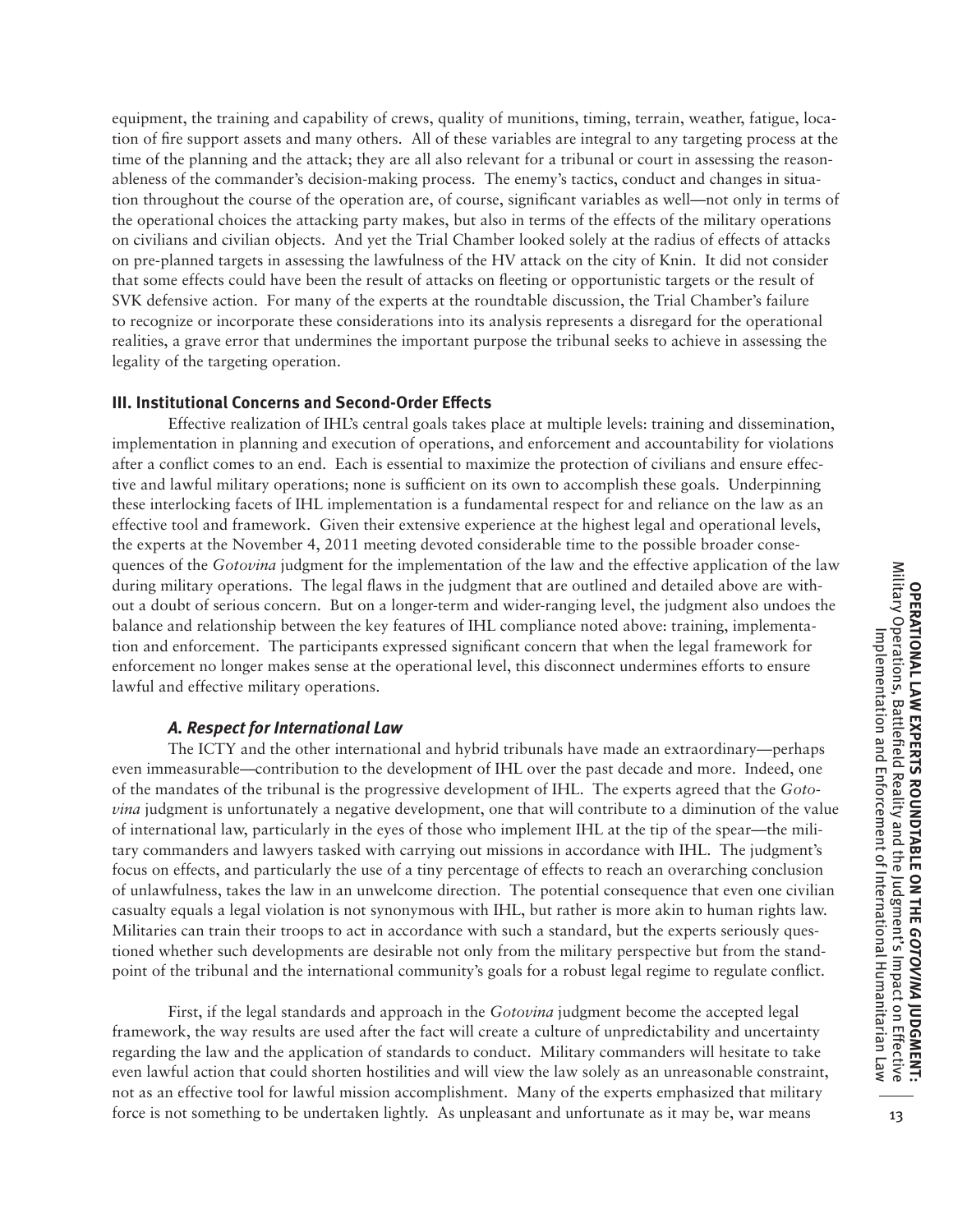equipment, the training and capability of crews, quality of munitions, timing, terrain, weather, fatigue, location of fire support assets and many others. All of these variables are integral to any targeting process at the time of the planning and the attack; they are all also relevant for a tribunal or court in assessing the reasonableness of the commander's decision-making process. The enemy's tactics, conduct and changes in situation throughout the course of the operation are, of course, significant variables as well—not only in terms of the operational choices the attacking party makes, but also in terms of the effects of the military operations on civilians and civilian objects. And yet the Trial Chamber looked solely at the radius of effects of attacks on pre-planned targets in assessing the lawfulness of the HV attack on the city of Knin. It did not consider that some effects could have been the result of attacks on fleeting or opportunistic targets or the result of SVK defensive action. For many of the experts at the roundtable discussion, the Trial Chamber's failure to recognize or incorporate these considerations into its analysis represents a disregard for the operational realities, a grave error that undermines the important purpose the tribunal seeks to achieve in assessing the legality of the targeting operation.

## III. Institutional Concerns and Second-Order Effects

Effective realization of IHL's central goals takes place at multiple levels: training and dissemination, implementation in planning and execution of operations, and enforcement and accountability for violations after a conflict comes to an end. Each is essential to maximize the protection of civilians and ensure effective and lawful military operations; none is sufficient on its own to accomplish these goals. Underpinning these interlocking facets of IHL implementation is a fundamental respect for and reliance on the law as an effective tool and framework. Given their extensive experience at the highest legal and operational levels, the experts at the November 4, 2011 meeting devoted considerable time to the possible broader consequences of the *Gotovina* judgment for the implementation of the law and the effective application of the law during military operations. The legal flaws in the judgment that are outlined and detailed above are without a doubt of serious concern. But on a longer-term and wider-ranging level, the judgment also undoes the balance and relationship between the key features of IHL compliance noted above: training, implementation and enforcement. The participants expressed significant concern that when the legal framework for enforcement no longer makes sense at the operational level, this disconnect undermines efforts to ensure lawful and effective military operations.

### *A. Respect for International Law*

The ICTY and the other international and hybrid tribunals have made an extraordinary—perhaps even immeasurable—contribution to the development of IHL over the past decade and more. Indeed, one of the mandates of the tribunal is the progressive development of IHL. The experts agreed that the *Gotovina* judgment is unfortunately a negative development, one that will contribute to a diminution of the value of international law, particularly in the eyes of those who implement IHL at the tip of the spear—the military commanders and lawyers tasked with carrying out missions in accordance with IHL. The judgment's focus on effects, and particularly the use of a tiny percentage of effects to reach an overarching conclusion of unlawfulness, takes the law in an unwelcome direction. The potential consequence that even one civilian casualty equals a legal violation is not synonymous with IHL, but rather is more akin to human rights law. Militaries can train their troops to act in accordance with such a standard, but the experts seriously questioned whether such developments are desirable not only from the military perspective but from the standpoint of the tribunal and the international community's goals for a robust legal regime to regulate conflict.

First, if the legal standards and approach in the *Gotovina* judgment become the accepted legal framework, the way results are used after the fact will create a culture of unpredictability and uncertainty regarding the law and the application of standards to conduct. Military commanders will hesitate to take even lawful action that could shorten hostilities and will view the law solely as an unreasonable constraint, not as an effective tool for lawful mission accomplishment. Many of the experts emphasized that military force is not something to be undertaken lightly. As unpleasant and unfortunate as it may be, war means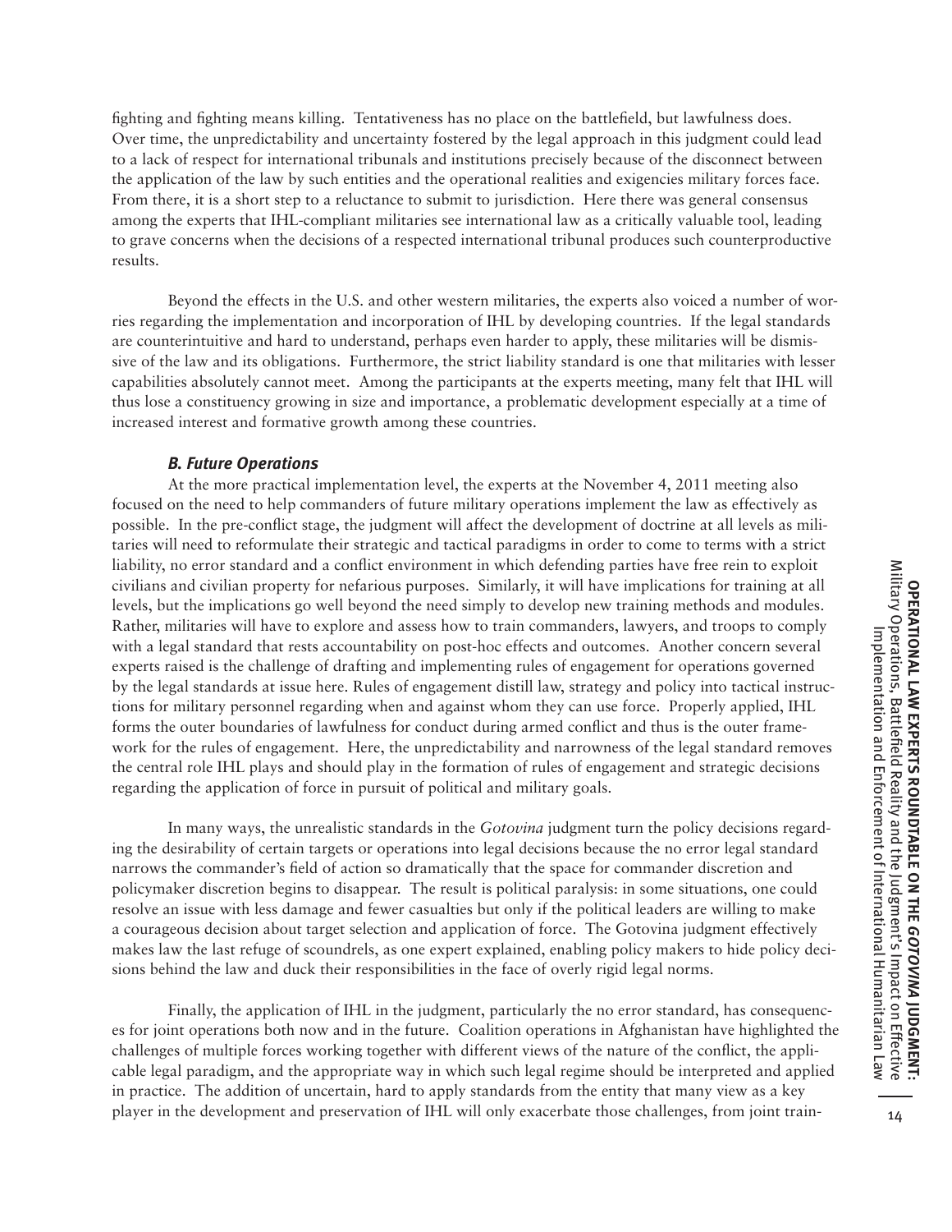fighting and fighting means killing. Tentativeness has no place on the battlefield, but lawfulness does. Over time, the unpredictability and uncertainty fostered by the legal approach in this judgment could lead to a lack of respect for international tribunals and institutions precisely because of the disconnect between the application of the law by such entities and the operational realities and exigencies military forces face. From there, it is a short step to a reluctance to submit to jurisdiction. Here there was general consensus among the experts that IHL-compliant militaries see international law as a critically valuable tool, leading to grave concerns when the decisions of a respected international tribunal produces such counterproductive results.

Beyond the effects in the U.S. and other western militaries, the experts also voiced a number of worries regarding the implementation and incorporation of IHL by developing countries. If the legal standards are counterintuitive and hard to understand, perhaps even harder to apply, these militaries will be dismissive of the law and its obligations. Furthermore, the strict liability standard is one that militaries with lesser capabilities absolutely cannot meet. Among the participants at the experts meeting, many felt that IHL will thus lose a constituency growing in size and importance, a problematic development especially at a time of increased interest and formative growth among these countries.

### *B. Future Operations*

At the more practical implementation level, the experts at the November 4, 2011 meeting also focused on the need to help commanders of future military operations implement the law as effectively as possible. In the pre-conflict stage, the judgment will affect the development of doctrine at all levels as militaries will need to reformulate their strategic and tactical paradigms in order to come to terms with a strict liability, no error standard and a conflict environment in which defending parties have free rein to exploit civilians and civilian property for nefarious purposes. Similarly, it will have implications for training at all levels, but the implications go well beyond the need simply to develop new training methods and modules. Rather, militaries will have to explore and assess how to train commanders, lawyers, and troops to comply with a legal standard that rests accountability on post-hoc effects and outcomes. Another concern several experts raised is the challenge of drafting and implementing rules of engagement for operations governed by the legal standards at issue here. Rules of engagement distill law, strategy and policy into tactical instructions for military personnel regarding when and against whom they can use force. Properly applied, IHL forms the outer boundaries of lawfulness for conduct during armed conflict and thus is the outer framework for the rules of engagement. Here, the unpredictability and narrowness of the legal standard removes the central role IHL plays and should play in the formation of rules of engagement and strategic decisions regarding the application of force in pursuit of political and military goals.

In many ways, the unrealistic standards in the *Gotovina* judgment turn the policy decisions regarding the desirability of certain targets or operations into legal decisions because the no error legal standard narrows the commander's field of action so dramatically that the space for commander discretion and policymaker discretion begins to disappear. The result is political paralysis: in some situations, one could resolve an issue with less damage and fewer casualties but only if the political leaders are willing to make a courageous decision about target selection and application of force. The Gotovina judgment effectively makes law the last refuge of scoundrels, as one expert explained, enabling policy makers to hide policy decisions behind the law and duck their responsibilities in the face of overly rigid legal norms.

Finally, the application of IHL in the judgment, particularly the no error standard, has consequences for joint operations both now and in the future. Coalition operations in Afghanistan have highlighted the challenges of multiple forces working together with different views of the nature of the conflict, the applicable legal paradigm, and the appropriate way in which such legal regime should be interpreted and applied in practice. The addition of uncertain, hard to apply standards from the entity that many view as a key player in the development and preservation of IHL will only exacerbate those challenges, from joint train-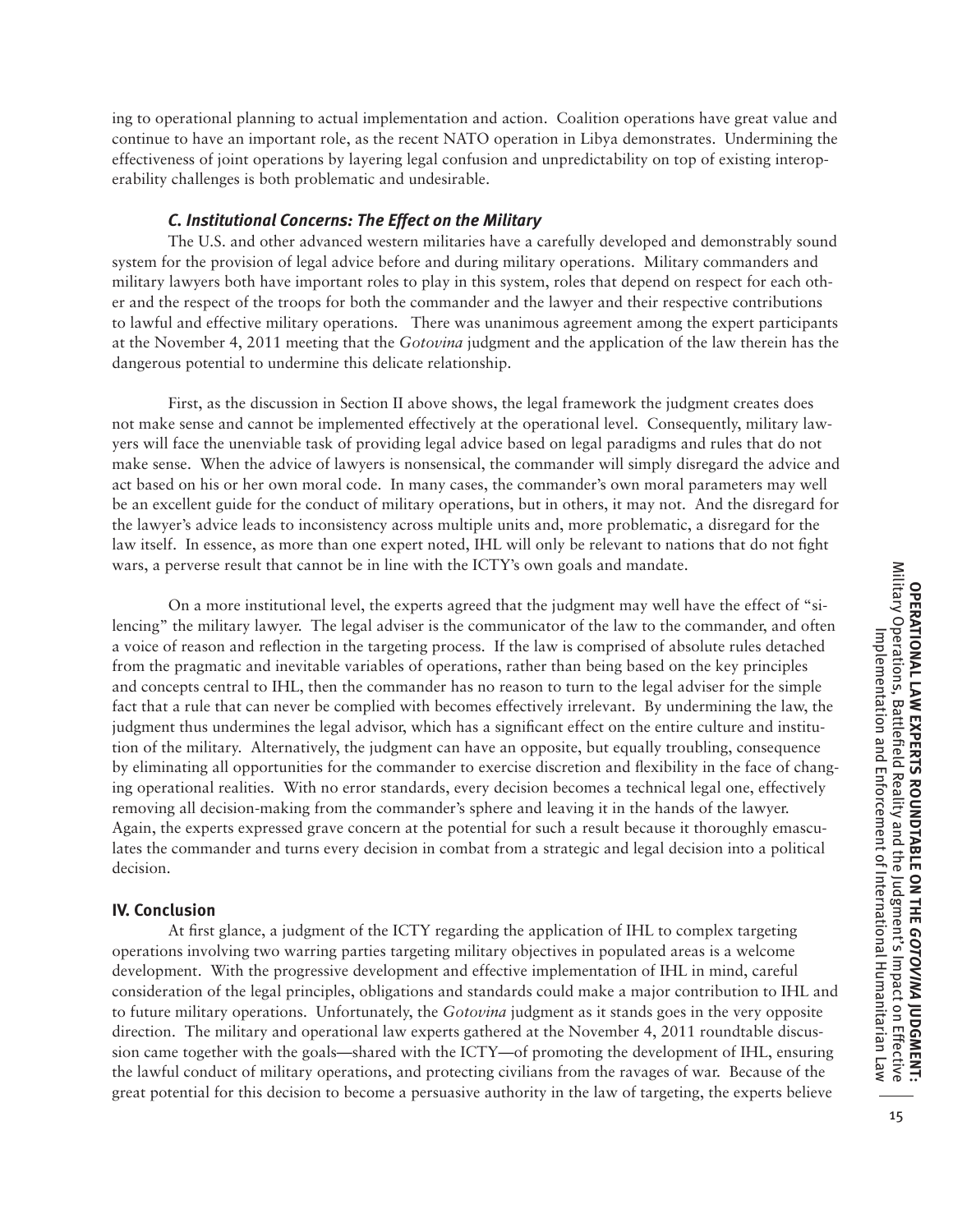ing to operational planning to actual implementation and action. Coalition operations have great value and continue to have an important role, as the recent NATO operation in Libya demonstrates. Undermining the effectiveness of joint operations by layering legal confusion and unpredictability on top of existing interoperability challenges is both problematic and undesirable.

### *C. Institutional Concerns: The Effect on the Military*

The U.S. and other advanced western militaries have a carefully developed and demonstrably sound system for the provision of legal advice before and during military operations. Military commanders and military lawyers both have important roles to play in this system, roles that depend on respect for each other and the respect of the troops for both the commander and the lawyer and their respective contributions to lawful and effective military operations. There was unanimous agreement among the expert participants at the November 4, 2011 meeting that the *Gotovina* judgment and the application of the law therein has the dangerous potential to undermine this delicate relationship.

First, as the discussion in Section II above shows, the legal framework the judgment creates does not make sense and cannot be implemented effectively at the operational level. Consequently, military lawyers will face the unenviable task of providing legal advice based on legal paradigms and rules that do not make sense. When the advice of lawyers is nonsensical, the commander will simply disregard the advice and act based on his or her own moral code. In many cases, the commander's own moral parameters may well be an excellent guide for the conduct of military operations, but in others, it may not. And the disregard for the lawyer's advice leads to inconsistency across multiple units and, more problematic, a disregard for the law itself. In essence, as more than one expert noted, IHL will only be relevant to nations that do not fight wars, a perverse result that cannot be in line with the ICTY's own goals and mandate.

On a more institutional level, the experts agreed that the judgment may well have the effect of "silencing" the military lawyer. The legal adviser is the communicator of the law to the commander, and often a voice of reason and reflection in the targeting process. If the law is comprised of absolute rules detached from the pragmatic and inevitable variables of operations, rather than being based on the key principles and concepts central to IHL, then the commander has no reason to turn to the legal adviser for the simple fact that a rule that can never be complied with becomes effectively irrelevant. By undermining the law, the judgment thus undermines the legal advisor, which has a significant effect on the entire culture and institution of the military. Alternatively, the judgment can have an opposite, but equally troubling, consequence by eliminating all opportunities for the commander to exercise discretion and flexibility in the face of changing operational realities. With no error standards, every decision becomes a technical legal one, effectively removing all decision-making from the commander's sphere and leaving it in the hands of the lawyer. Again, the experts expressed grave concern at the potential for such a result because it thoroughly emasculates the commander and turns every decision in combat from a strategic and legal decision into a political decision.

## IV. Conclusion

At first glance, a judgment of the ICTY regarding the application of IHL to complex targeting operations involving two warring parties targeting military objectives in populated areas is a welcome development. With the progressive development and effective implementation of IHL in mind, careful consideration of the legal principles, obligations and standards could make a major contribution to IHL and to future military operations. Unfortunately, the *Gotovina* judgment as it stands goes in the very opposite direction. The military and operational law experts gathered at the November 4, 2011 roundtable discussion came together with the goals—shared with the ICTY—of promoting the development of IHL, ensuring the lawful conduct of military operations, and protecting civilians from the ravages of war. Because of the great potential for this decision to become a persuasive authority in the law of targeting, the experts believe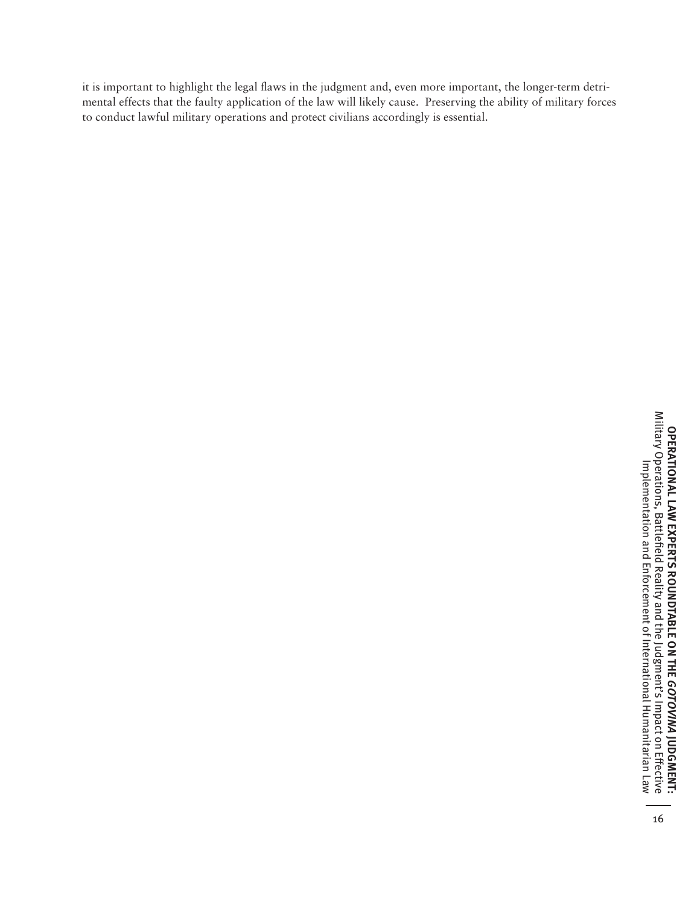it is important to highlight the legal flaws in the judgment and, even more important, the longer-term detrimental effects that the faulty application of the law will likely cause. Preserving the ability of military forces to conduct lawful military operations and protect civilians accordingly is essential.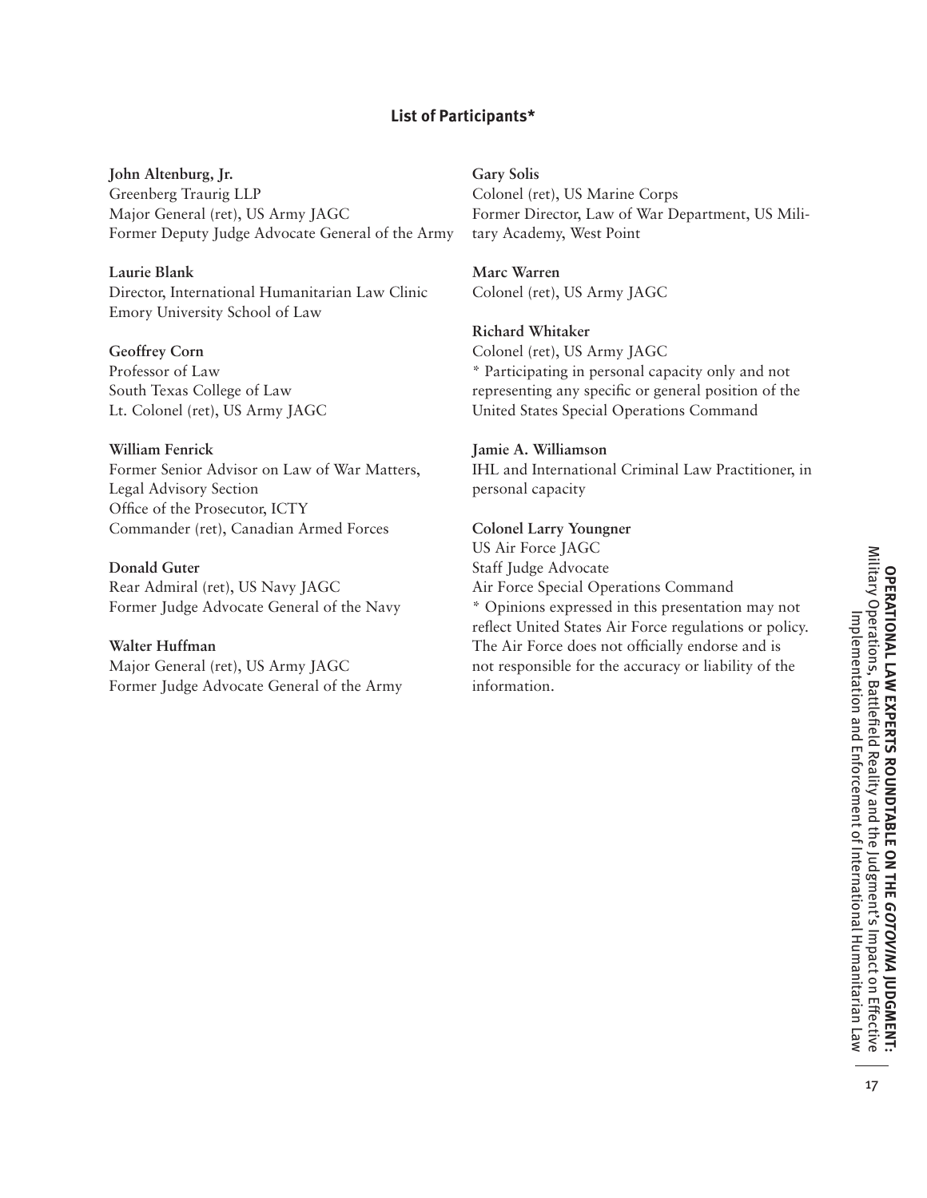## List of Participants*

**John Altenburg, Jr.**
Greenberg Traurig LLP
Major General (ret), US Army JAGC
Former Deputy Judge Advocate General of the Army

**Laurie Blank**
Director, International Humanitarian Law Clinic
Emory University School of Law

**Geoffrey Corn**
Professor of Law
South Texas College of Law
Lt. Colonel (ret), US Army JAGC

**William Fenrick**
Former Senior Advisor on Law of War Matters, Legal Advisory Section
Office of the Prosecutor, ICTY
Commander (ret), Canadian Armed Forces

**Donald Guter**
Rear Admiral (ret), US Navy JAGC
Former Judge Advocate General of the Navy

**Walter Huffman**
Major General (ret), US Army JAGC
Former Judge Advocate General of the Army

**Gary Solis**
Colonel (ret), US Marine Corps
Former Director, Law of War Department, US Military Academy, West Point

**Marc Warren**
Colonel (ret), US Army JAGC

**Richard Whitaker**
Colonel (ret), US Army JAGC
* Participating in personal capacity only and not representing any specific or general position of the United States Special Operations Command

**Jamie A. Williamson**
IHL and International Criminal Law Practitioner, in personal capacity

**Colonel Larry Youngner**
US Air Force JAGC
Staff Judge Advocate
Air Force Special Operations Command
* Opinions expressed in this presentation may not reflect United States Air Force regulations or policy. The Air Force does not officially endorse and is not responsible for the accuracy or liability of the information.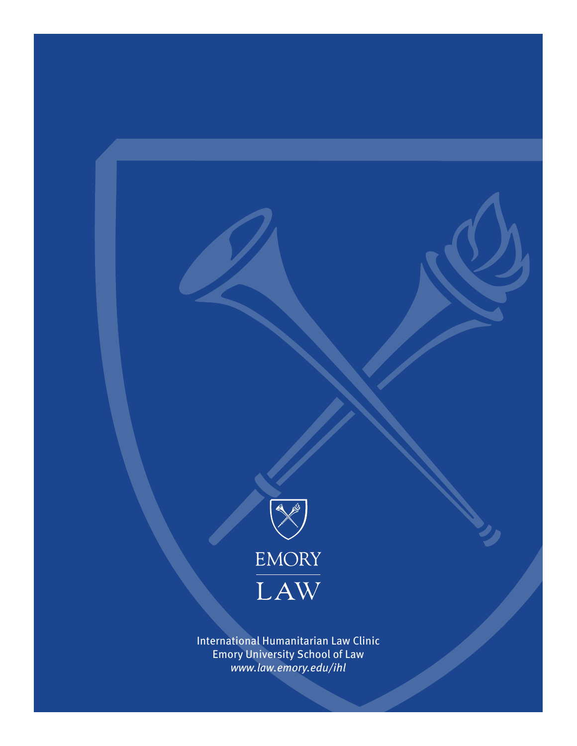EMORY

LAW

International Humanitarian Law Clinic
Emory University School of Law
*www.law.emory.edu/ihl*